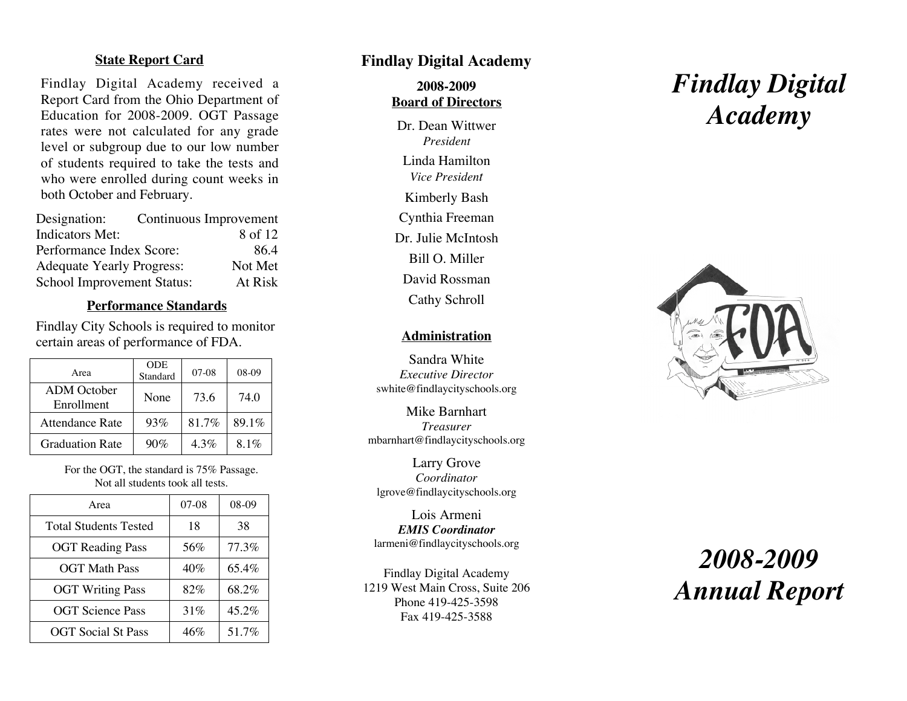## State Report Card

Findlay Digital Academy received a Report Card from the Ohio Department of Education for 2008-2009. OGT Passage rates were not calculated for any grade level or subgroup due to our low number of students required to take the tests and who were enrolled during count weeks in both October and February.

| | |
|---|---|
| Designation: | Continuous Improvement |
| Indicators Met: | 8 of 12 |
| Performance Index Score: | 86.4 |
| Adequate Yearly Progress: | Not Met |
| School Improvement Status: | At Risk |

## Performance Standards

Findlay City Schools is required to monitor certain areas of performance of FDA.

| Area | ODE Standard | 07-08 | 08-09 |
|---|---|---|---|
| ADM October Enrollment | None | 73.6 | 74.0 |
| Attendance Rate | 93% | 81.7% | 89.1% |
| Graduation Rate | 90% | 4.3% | 8.1% |

For the OGT, the standard is 75% Passage.
Not all students took all tests.

| Area | 07-08 | 08-09 |
|---|---|---|
| Total Students Tested | 18 | 38 |
| OGT Reading Pass | 56% | 77.3% |
| OGT Math Pass | 40% | 65.4% |
| OGT Writing Pass | 82% | 68.2% |
| OGT Science Pass | 31% | 45.2% |
| OGT Social St Pass | 46% | 51.7% |

## Findlay Digital Academy

**2008-2009**
**Board of Directors**

Dr. Dean Wittwer
*President*

Linda Hamilton
*Vice President*

Kimberly Bash

Cynthia Freeman

Dr. Julie McIntosh

Bill O. Miller

David Rossman

Cathy Schroll

### Administration

Sandra White
*Executive Director*
swhite@findlaycityschools.org

Mike Barnhart
*Treasurer*
mbarnhart@findlaycityschools.org

Larry Grove
*Coordinator*
lgrove@findlaycityschools.org

Lois Armeni
***EMIS Coordinator***
larmeni@findlaycityschools.org

Findlay Digital Academy
1219 West Main Cross, Suite 206
Phone 419-425-3598
Fax 419-425-3588

# *Findlay Digital Academy*

# *2008-2009 Annual Report*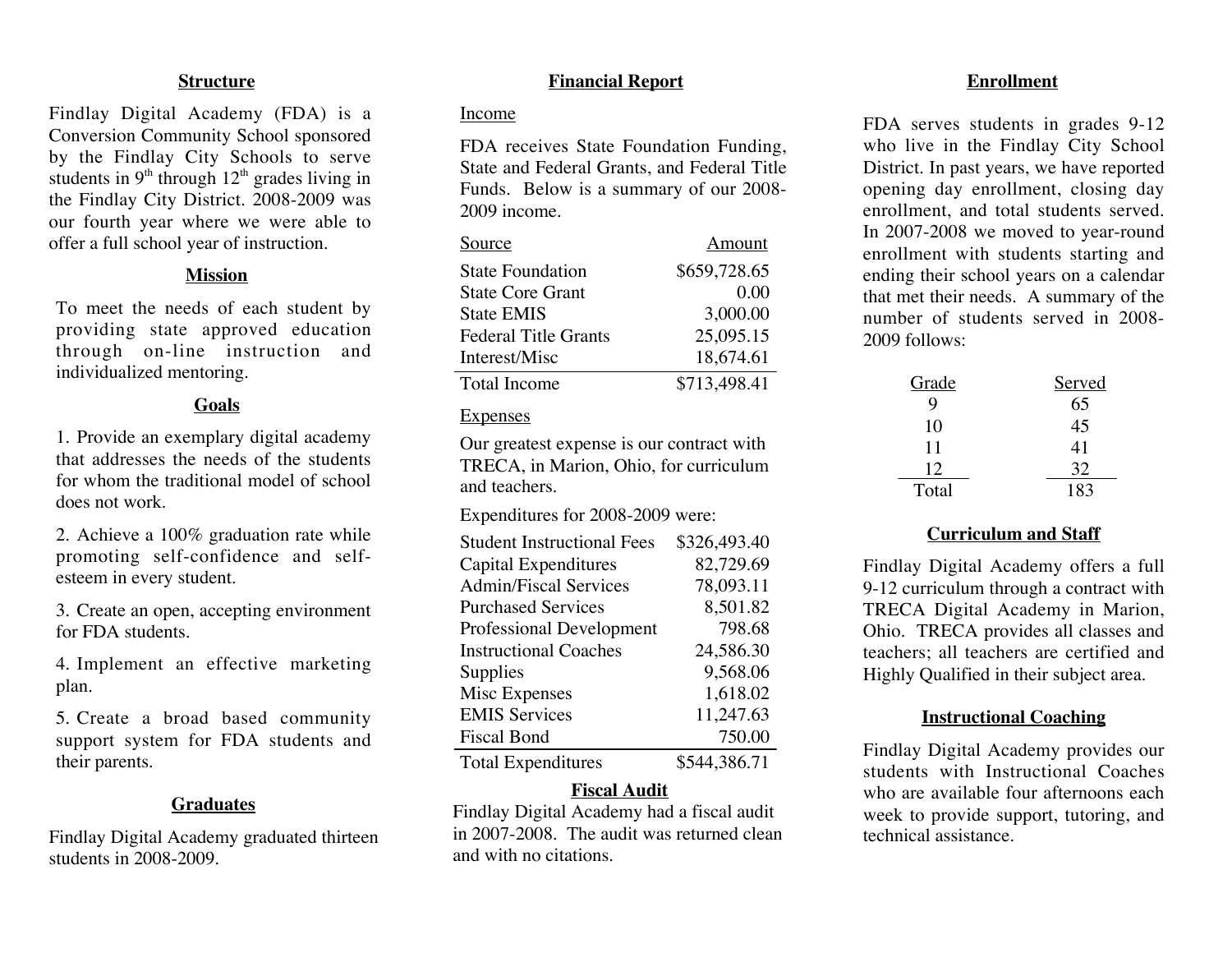## Structure

Findlay Digital Academy (FDA) is a Conversion Community School sponsored by the Findlay City Schools to serve students in 9th through 12th grades living in the Findlay City District. 2008-2009 was our fourth year where we were able to offer a full school year of instruction.

## Mission

To meet the needs of each student by providing state approved education through on-line instruction and individualized mentoring.

## Goals

1. Provide an exemplary digital academy that addresses the needs of the students for whom the traditional model of school does not work.
2. Achieve a 100% graduation rate while promoting self-confidence and self-esteem in every student.
3. Create an open, accepting environment for FDA students.
4. Implement an effective marketing plan.
5. Create a broad based community support system for FDA students and their parents.

## Graduates

Findlay Digital Academy graduated thirteen students in 2008-2009.

## Financial Report

Income

FDA receives State Foundation Funding, State and Federal Grants, and Federal Title Funds. Below is a summary of our 2008-2009 income.

| Source | Amount |
|---|---|
| State Foundation | $659,728.65 |
| State Core Grant | 0.00 |
| State EMIS | 3,000.00 |
| Federal Title Grants | 25,095.15 |
| Interest/Misc | 18,674.61 |
| Total Income | $713,498.41 |

Expenses

Our greatest expense is our contract with TRECA, in Marion, Ohio, for curriculum and teachers.

Expenditures for 2008-2009 were:

| | |
|---|---|
| Student Instructional Fees | $326,493.40 |
| Capital Expenditures | 82,729.69 |
| Admin/Fiscal Services | 78,093.11 |
| Purchased Services | 8,501.82 |
| Professional Development | 798.68 |
| Instructional Coaches | 24,586.30 |
| Supplies | 9,568.06 |
| Misc Expenses | 1,618.02 |
| EMIS Services | 11,247.63 |
| Fiscal Bond | 750.00 |
| Total Expenditures | $544,386.71 |

## Fiscal Audit

Findlay Digital Academy had a fiscal audit in 2007-2008. The audit was returned clean and with no citations.

## Enrollment

FDA serves students in grades 9-12 who live in the Findlay City School District. In past years, we have reported opening day enrollment, closing day enrollment, and total students served. In 2007-2008 we moved to year-round enrollment with students starting and ending their school years on a calendar that met their needs. A summary of the number of students served in 2008-2009 follows:

| Grade | Served |
|---|---|
| 9 | 65 |
| 10 | 45 |
| 11 | 41 |
| 12 | 32 |
| Total | 183 |

## Curriculum and Staff

Findlay Digital Academy offers a full 9-12 curriculum through a contract with TRECA Digital Academy in Marion, Ohio. TRECA provides all classes and teachers; all teachers are certified and Highly Qualified in their subject area.

## Instructional Coaching

Findlay Digital Academy provides our students with Instructional Coaches who are available four afternoons each week to provide support, tutoring, and technical assistance.